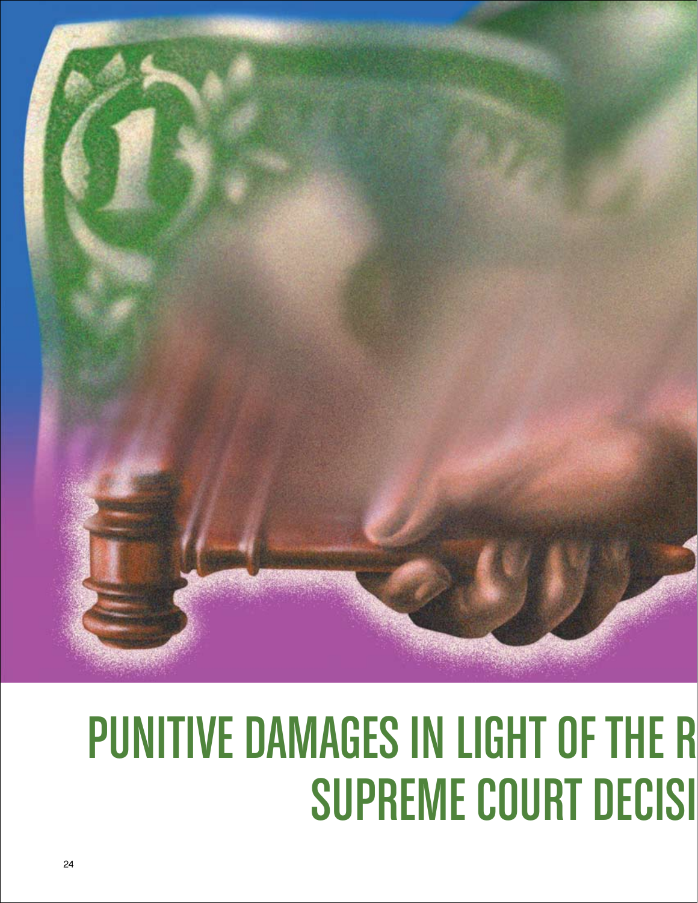# PUNITIVE DAMAGES IN LIGHT OF THE R
# SUPREME COURT DECISI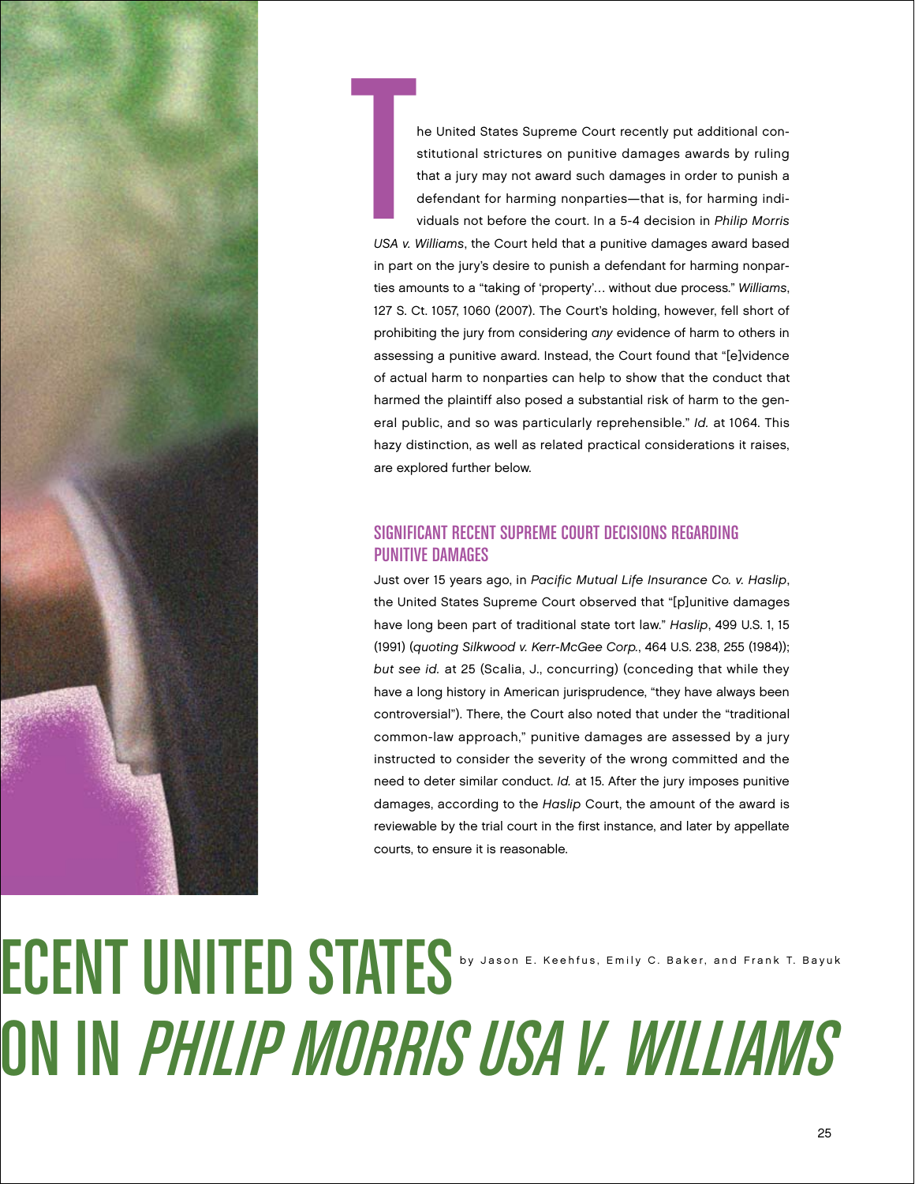# ECENT UNITED STATES ON IN *PHILIP MORRIS USA V. WILLIAMS*

by Jason E. Keehfus, Emily C. Baker, and Frank T. Bayuk

The United States Supreme Court recently put additional constitutional strictures on punitive damages awards by ruling that a jury may not award such damages in order to punish a defendant for harming nonparties—that is, for harming individuals not before the court. In a 5-4 decision in *Philip Morris USA v. Williams*, the Court held that a punitive damages award based in part on the jury's desire to punish a defendant for harming nonparties amounts to a "taking of 'property'… without due process." *Williams*, 127 S. Ct. 1057, 1060 (2007). The Court's holding, however, fell short of prohibiting the jury from considering *any* evidence of harm to others in assessing a punitive award. Instead, the Court found that "[e]vidence of actual harm to nonparties can help to show that the conduct that harmed the plaintiff also posed a substantial risk of harm to the general public, and so was particularly reprehensible." *Id.* at 1064. This hazy distinction, as well as related practical considerations it raises, are explored further below.

## SIGNIFICANT RECENT SUPREME COURT DECISIONS REGARDING PUNITIVE DAMAGES

Just over 15 years ago, in *Pacific Mutual Life Insurance Co. v. Haslip*, the United States Supreme Court observed that "[p]unitive damages have long been part of traditional state tort law." *Haslip*, 499 U.S. 1, 15 (1991) (*quoting Silkwood v. Kerr-McGee Corp.*, 464 U.S. 238, 255 (1984)); *but see id.* at 25 (Scalia, J., concurring) (conceding that while they have a long history in American jurisprudence, "they have always been controversial"). There, the Court also noted that under the "traditional common-law approach," punitive damages are assessed by a jury instructed to consider the severity of the wrong committed and the need to deter similar conduct. *Id.* at 15. After the jury imposes punitive damages, according to the *Haslip* Court, the amount of the award is reviewable by the trial court in the first instance, and later by appellate courts, to ensure it is reasonable.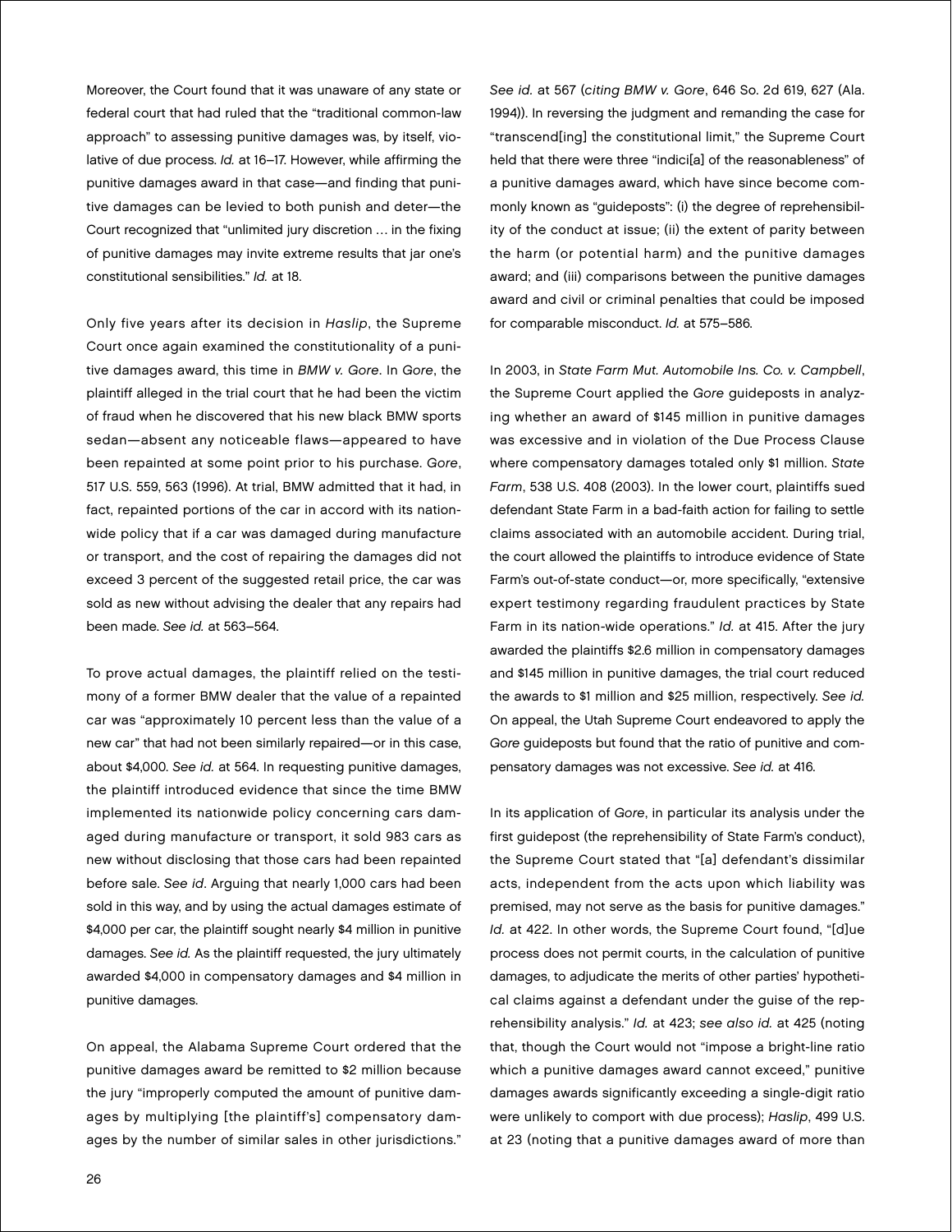Moreover, the Court found that it was unaware of any state or federal court that had ruled that the "traditional common-law approach" to assessing punitive damages was, by itself, violative of due process. *Id.* at 16–17. However, while affirming the punitive damages award in that case—and finding that punitive damages can be levied to both punish and deter—the Court recognized that "unlimited jury discretion … in the fixing of punitive damages may invite extreme results that jar one's constitutional sensibilities." *Id.* at 18.

Only five years after its decision in *Haslip*, the Supreme Court once again examined the constitutionality of a punitive damages award, this time in *BMW v. Gore*. In *Gore*, the plaintiff alleged in the trial court that he had been the victim of fraud when he discovered that his new black BMW sports sedan—absent any noticeable flaws—appeared to have been repainted at some point prior to his purchase. *Gore*, 517 U.S. 559, 563 (1996). At trial, BMW admitted that it had, in fact, repainted portions of the car in accord with its nationwide policy that if a car was damaged during manufacture or transport, and the cost of repairing the damages did not exceed 3 percent of the suggested retail price, the car was sold as new without advising the dealer that any repairs had been made. *See id.* at 563–564.

To prove actual damages, the plaintiff relied on the testimony of a former BMW dealer that the value of a repainted car was "approximately 10 percent less than the value of a new car" that had not been similarly repaired—or in this case, about $4,000. *See id.* at 564. In requesting punitive damages, the plaintiff introduced evidence that since the time BMW implemented its nationwide policy concerning cars damaged during manufacture or transport, it sold 983 cars as new without disclosing that those cars had been repainted before sale. *See id*. Arguing that nearly 1,000 cars had been sold in this way, and by using the actual damages estimate of $4,000 per car, the plaintiff sought nearly $4 million in punitive damages. *See id.* As the plaintiff requested, the jury ultimately awarded $4,000 in compensatory damages and $4 million in punitive damages.

On appeal, the Alabama Supreme Court ordered that the punitive damages award be remitted to $2 million because the jury "improperly computed the amount of punitive damages by multiplying [the plaintiff's] compensatory damages by the number of similar sales in other jurisdictions." *See id.* at 567 (*citing BMW v. Gore*, 646 So. 2d 619, 627 (Ala. 1994)). In reversing the judgment and remanding the case for "transcend[ing] the constitutional limit," the Supreme Court held that there were three "indici[a] of the reasonableness" of a punitive damages award, which have since become commonly known as "guideposts": (i) the degree of reprehensibility of the conduct at issue; (ii) the extent of parity between the harm (or potential harm) and the punitive damages award; and (iii) comparisons between the punitive damages award and civil or criminal penalties that could be imposed for comparable misconduct. *Id.* at 575–586.

In 2003, in *State Farm Mut. Automobile Ins. Co. v. Campbell*, the Supreme Court applied the *Gore* guideposts in analyzing whether an award of $145 million in punitive damages was excessive and in violation of the Due Process Clause where compensatory damages totaled only $1 million. *State Farm*, 538 U.S. 408 (2003). In the lower court, plaintiffs sued defendant State Farm in a bad-faith action for failing to settle claims associated with an automobile accident. During trial, the court allowed the plaintiffs to introduce evidence of State Farm's out-of-state conduct—or, more specifically, "extensive expert testimony regarding fraudulent practices by State Farm in its nation-wide operations." *Id.* at 415. After the jury awarded the plaintiffs $2.6 million in compensatory damages and $145 million in punitive damages, the trial court reduced the awards to $1 million and $25 million, respectively. *See id.* On appeal, the Utah Supreme Court endeavored to apply the *Gore* guideposts but found that the ratio of punitive and compensatory damages was not excessive. *See id.* at 416.

In its application of *Gore*, in particular its analysis under the first guidepost (the reprehensibility of State Farm's conduct), the Supreme Court stated that "[a] defendant's dissimilar acts, independent from the acts upon which liability was premised, may not serve as the basis for punitive damages." *Id.* at 422. In other words, the Supreme Court found, "[d]ue process does not permit courts, in the calculation of punitive damages, to adjudicate the merits of other parties' hypothetical claims against a defendant under the guise of the reprehensibility analysis." *Id.* at 423; *see also id.* at 425 (noting that, though the Court would not "impose a bright-line ratio which a punitive damages award cannot exceed," punitive damages awards significantly exceeding a single-digit ratio were unlikely to comport with due process); *Haslip*, 499 U.S. at 23 (noting that a punitive damages award of more than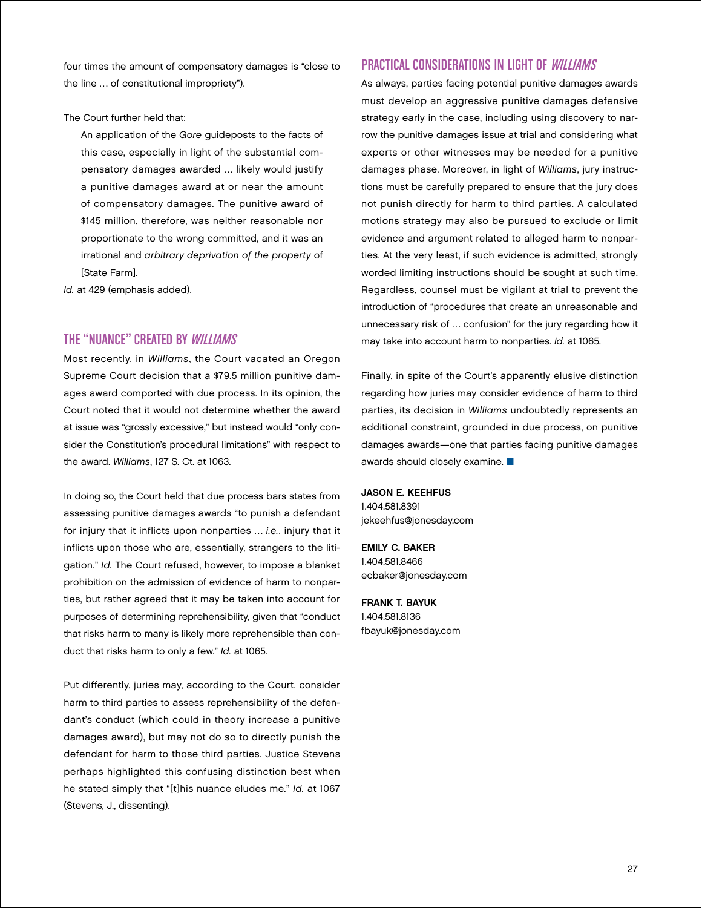four times the amount of compensatory damages is "close to the line … of constitutional impropriety").

The Court further held that:

> An application of the *Gore* guideposts to the facts of this case, especially in light of the substantial compensatory damages awarded … likely would justify a punitive damages award at or near the amount of compensatory damages. The punitive award of $145 million, therefore, was neither reasonable nor proportionate to the wrong committed, and it was an irrational and *arbitrary deprivation of the property* of [State Farm].

*Id.* at 429 (emphasis added).

## THE "NUANCE" CREATED BY *WILLIAMS*

Most recently, in *Williams*, the Court vacated an Oregon Supreme Court decision that a $79.5 million punitive damages award comported with due process. In its opinion, the Court noted that it would not determine whether the award at issue was "grossly excessive," but instead would "only consider the Constitution's procedural limitations" with respect to the award. *Williams*, 127 S. Ct. at 1063.

In doing so, the Court held that due process bars states from assessing punitive damages awards "to punish a defendant for injury that it inflicts upon nonparties … *i.e.*, injury that it inflicts upon those who are, essentially, strangers to the litigation." *Id.* The Court refused, however, to impose a blanket prohibition on the admission of evidence of harm to nonparties, but rather agreed that it may be taken into account for purposes of determining reprehensibility, given that "conduct that risks harm to many is likely more reprehensible than conduct that risks harm to only a few." *Id.* at 1065.

Put differently, juries may, according to the Court, consider harm to third parties to assess reprehensibility of the defendant's conduct (which could in theory increase a punitive damages award), but may not do so to directly punish the defendant for harm to those third parties. Justice Stevens perhaps highlighted this confusing distinction best when he stated simply that "[t]his nuance eludes me." *Id.* at 1067 (Stevens, J., dissenting).

## PRACTICAL CONSIDERATIONS IN LIGHT OF *WILLIAMS*

As always, parties facing potential punitive damages awards must develop an aggressive punitive damages defensive strategy early in the case, including using discovery to narrow the punitive damages issue at trial and considering what experts or other witnesses may be needed for a punitive damages phase. Moreover, in light of *Williams*, jury instructions must be carefully prepared to ensure that the jury does not punish directly for harm to third parties. A calculated motions strategy may also be pursued to exclude or limit evidence and argument related to alleged harm to nonparties. At the very least, if such evidence is admitted, strongly worded limiting instructions should be sought at such time. Regardless, counsel must be vigilant at trial to prevent the introduction of "procedures that create an unreasonable and unnecessary risk of … confusion" for the jury regarding how it may take into account harm to nonparties. *Id.* at 1065.

Finally, in spite of the Court's apparently elusive distinction regarding how juries may consider evidence of harm to third parties, its decision in *Williams* undoubtedly represents an additional constraint, grounded in due process, on punitive damages awards—one that parties facing punitive damages awards should closely examine. ■

**JASON E. KEEHFUS**
1.404.581.8391
jekeehfus@jonesday.com

**EMILY C. BAKER**
1.404.581.8466
ecbaker@jonesday.com

**FRANK T. BAYUK**
1.404.581.8136
fbayuk@jonesday.com